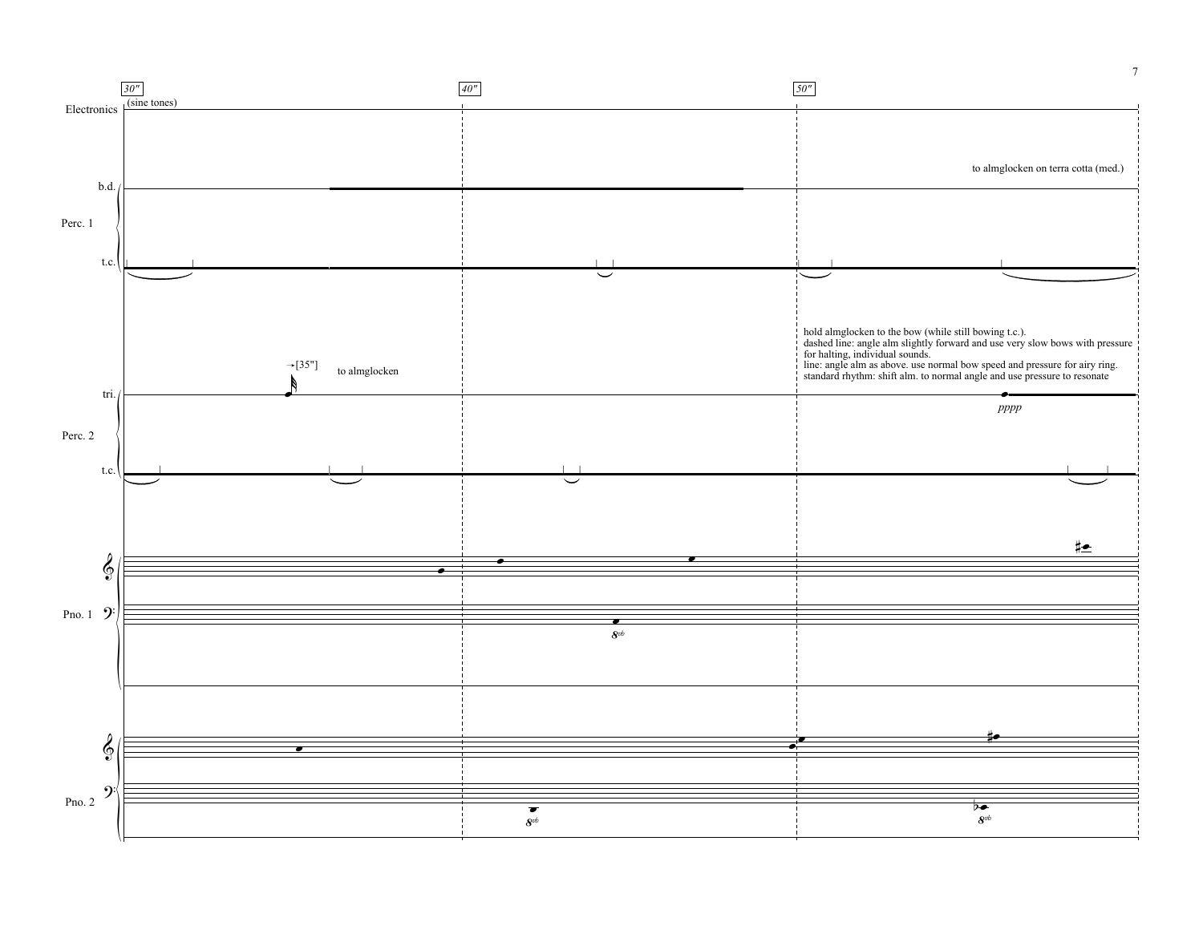30″ 40″ 50″

Electronics (sine tones)

Perc. 1

b.d.

t.c.

to almglocken on terra cotta (med.)

Perc. 2

tri.

→[35″]

to almglocken

t.c.

hold almglocken to the bow (while still bowing t.c.).
dashed line: angle alm slightly forward and use very slow bows with pressure for halting, individual sounds.
line: angle alm as above. use normal bow speed and pressure for airy ring.
standard rhythm: shift alm. to normal angle and use pressure to resonate

*pppp*

Pno. 1

8vb

Pno. 2

8vb

8vb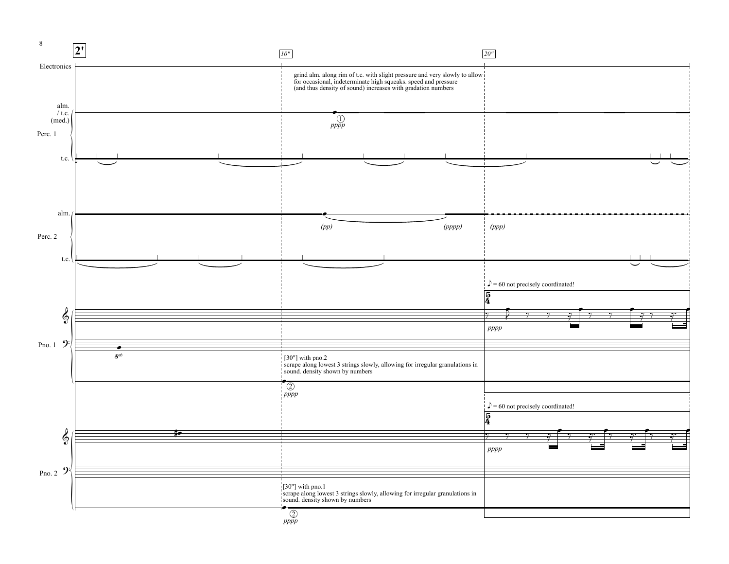2'

10"

20"

Electronics

alm. / t.c. (med.)

Perc. 1

t.c.

grind alm. along rim of t.c. with slight pressure and very slowly to allow for occasional, indeterminate high squeaks. speed and pressure (and thus density of sound) increases with gradation numbers

①
*pppp*

alm.

Perc. 2

t.c.

*(pp)* *(pppp)* *(ppp)*

Pno. 1

♪ = 60 not precisely coordinated!

5
4

*pppp*

[30"] with pno.2
scrape along lowest 3 strings slowly, allowing for irregular granulations in sound. density shown by numbers

②
*pppp*

Pno. 2

♪ = 60 not precisely coordinated!

5
4

*pppp*

[30"] with pno.1
scrape along lowest 3 strings slowly, allowing for irregular granulations in sound. density shown by numbers

②
*pppp*